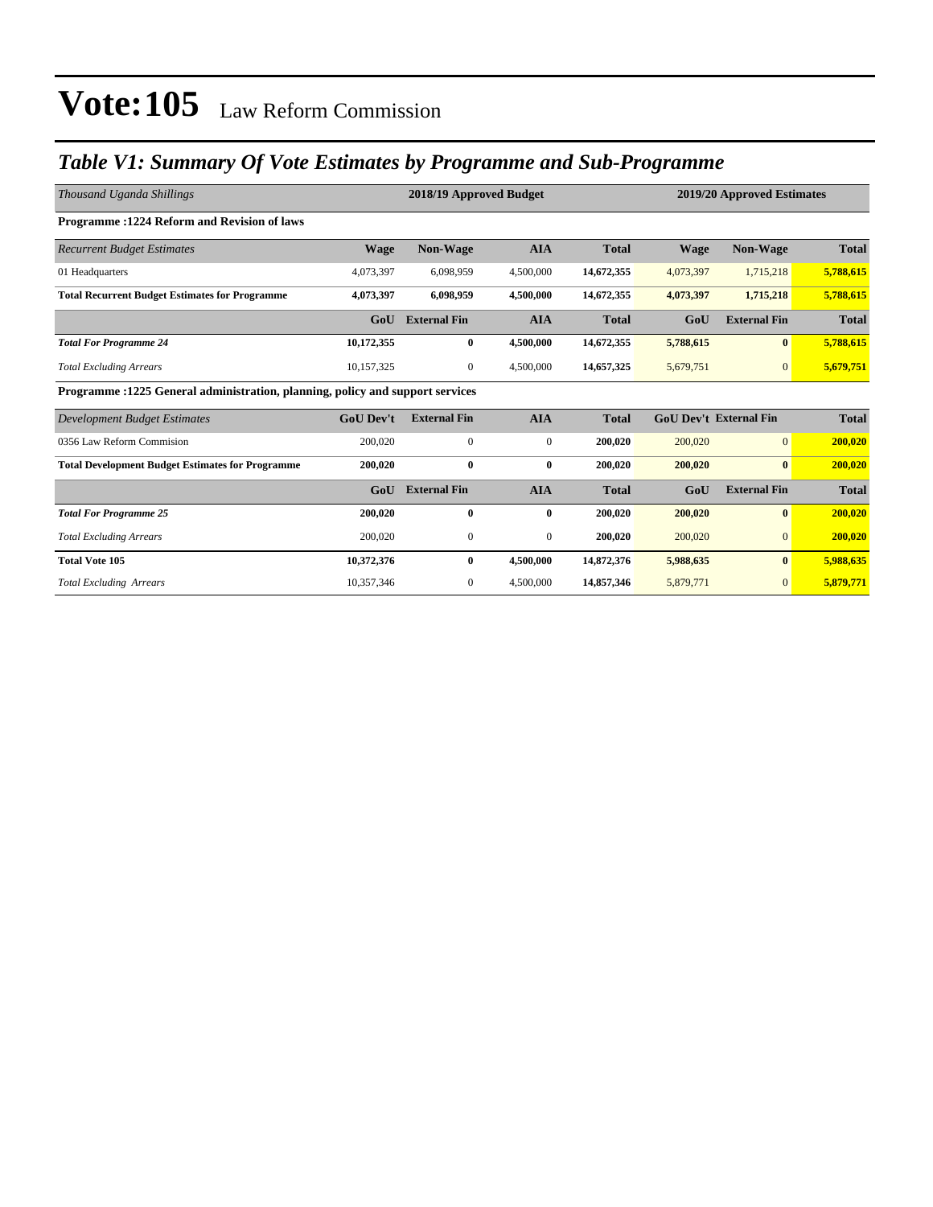# Vote:105 Law Reform Commission

## *Table V1: Summary Of Vote Estimates by Programme and Sub-Programme*

| *Thousand Uganda Shillings* | 2018/19 Approved Budget | | | | 2019/20 Approved Estimates | | |
|---|---|---|---|---|---|---|---|
| **Programme :1224 Reform and Revision of laws** | | | | | | | |
| *Recurrent Budget Estimates* | **Wage** | **Non-Wage** | **AIA** | **Total** | **Wage** | **Non-Wage** | **Total** |
| 01 Headquarters | 4,073,397 | 6,098,959 | 4,500,000 | **14,672,355** | 4,073,397 | 1,715,218 | **5,788,615** |
| **Total Recurrent Budget Estimates for Programme** | **4,073,397** | **6,098,959** | **4,500,000** | **14,672,355** | **4,073,397** | **1,715,218** | **5,788,615** |
| | **GoU** | **External Fin** | **AIA** | **Total** | **GoU** | **External Fin** | **Total** |
| ***Total For Programme 24*** | **10,172,355** | **0** | **4,500,000** | **14,672,355** | **5,788,615** | **0** | **5,788,615** |
| *Total Excluding Arrears* | 10,157,325 | 0 | 4,500,000 | **14,657,325** | 5,679,751 | 0 | **5,679,751** |
| **Programme :1225 General administration, planning, policy and support services** | | | | | | | |
| *Development Budget Estimates* | **GoU Dev't** | **External Fin** | **AIA** | **Total** | **GoU Dev't** | **External Fin** | **Total** |
| 0356 Law Reform Commision | 200,020 | 0 | 0 | **200,020** | 200,020 | 0 | **200,020** |
| **Total Development Budget Estimates for Programme** | **200,020** | **0** | **0** | **200,020** | **200,020** | **0** | **200,020** |
| | **GoU** | **External Fin** | **AIA** | **Total** | **GoU** | **External Fin** | **Total** |
| ***Total For Programme 25*** | **200,020** | **0** | **0** | **200,020** | **200,020** | **0** | **200,020** |
| *Total Excluding Arrears* | 200,020 | 0 | 0 | **200,020** | 200,020 | 0 | **200,020** |
| **Total Vote 105** | **10,372,376** | **0** | **4,500,000** | **14,872,376** | **5,988,635** | **0** | **5,988,635** |
| *Total Excluding Arrears* | 10,357,346 | 0 | 4,500,000 | **14,857,346** | 5,879,771 | 0 | **5,879,771** |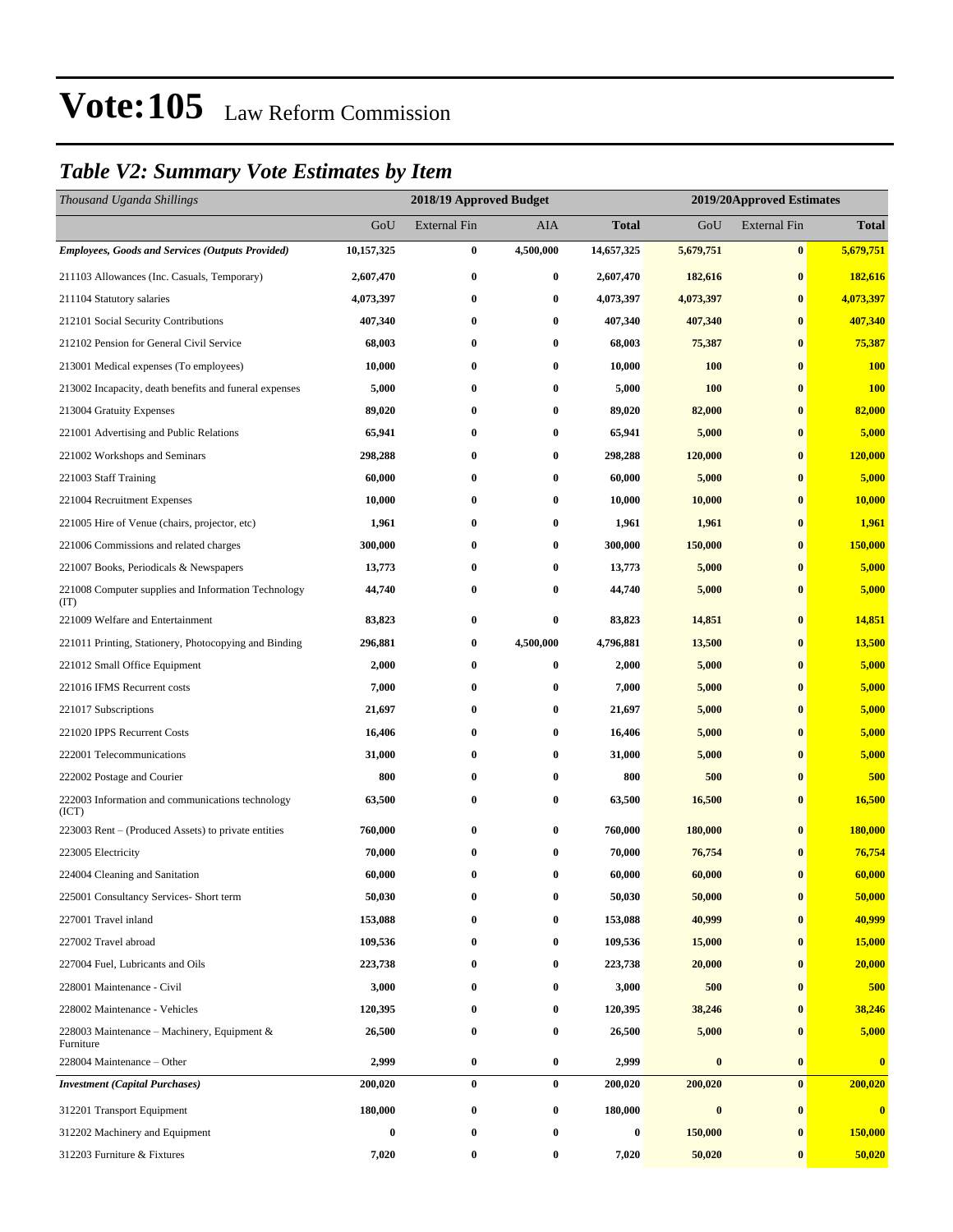# Vote:105 Law Reform Commission

## *Table V2: Summary Vote Estimates by Item*

| *Thousand Uganda Shillings* | 2018/19 Approved Budget | | | | 2019/20Approved Estimates | | |
|---|---|---|---|---|---|---|---|
| | GoU | External Fin | AIA | **Total** | GoU | External Fin | **Total** |
| ***Employees, Goods and Services (Outputs Provided)*** | **10,157,325** | **0** | **4,500,000** | **14,657,325** | **5,679,751** | **0** | **5,679,751** |
| 211103 Allowances (Inc. Casuals, Temporary) | **2,607,470** | **0** | **0** | **2,607,470** | **182,616** | **0** | **182,616** |
| 211104 Statutory salaries | **4,073,397** | **0** | **0** | **4,073,397** | **4,073,397** | **0** | **4,073,397** |
| 212101 Social Security Contributions | **407,340** | **0** | **0** | **407,340** | **407,340** | **0** | **407,340** |
| 212102 Pension for General Civil Service | **68,003** | **0** | **0** | **68,003** | **75,387** | **0** | **75,387** |
| 213001 Medical expenses (To employees) | **10,000** | **0** | **0** | **10,000** | **100** | **0** | **100** |
| 213002 Incapacity, death benefits and funeral expenses | **5,000** | **0** | **0** | **5,000** | **100** | **0** | **100** |
| 213004 Gratuity Expenses | **89,020** | **0** | **0** | **89,020** | **82,000** | **0** | **82,000** |
| 221001 Advertising and Public Relations | **65,941** | **0** | **0** | **65,941** | **5,000** | **0** | **5,000** |
| 221002 Workshops and Seminars | **298,288** | **0** | **0** | **298,288** | **120,000** | **0** | **120,000** |
| 221003 Staff Training | **60,000** | **0** | **0** | **60,000** | **5,000** | **0** | **5,000** |
| 221004 Recruitment Expenses | **10,000** | **0** | **0** | **10,000** | **10,000** | **0** | **10,000** |
| 221005 Hire of Venue (chairs, projector, etc) | **1,961** | **0** | **0** | **1,961** | **1,961** | **0** | **1,961** |
| 221006 Commissions and related charges | **300,000** | **0** | **0** | **300,000** | **150,000** | **0** | **150,000** |
| 221007 Books, Periodicals & Newspapers | **13,773** | **0** | **0** | **13,773** | **5,000** | **0** | **5,000** |
| 221008 Computer supplies and Information Technology (IT) | **44,740** | **0** | **0** | **44,740** | **5,000** | **0** | **5,000** |
| 221009 Welfare and Entertainment | **83,823** | **0** | **0** | **83,823** | **14,851** | **0** | **14,851** |
| 221011 Printing, Stationery, Photocopying and Binding | **296,881** | **0** | **4,500,000** | **4,796,881** | **13,500** | **0** | **13,500** |
| 221012 Small Office Equipment | **2,000** | **0** | **0** | **2,000** | **5,000** | **0** | **5,000** |
| 221016 IFMS Recurrent costs | **7,000** | **0** | **0** | **7,000** | **5,000** | **0** | **5,000** |
| 221017 Subscriptions | **21,697** | **0** | **0** | **21,697** | **5,000** | **0** | **5,000** |
| 221020 IPPS Recurrent Costs | **16,406** | **0** | **0** | **16,406** | **5,000** | **0** | **5,000** |
| 222001 Telecommunications | **31,000** | **0** | **0** | **31,000** | **5,000** | **0** | **5,000** |
| 222002 Postage and Courier | **800** | **0** | **0** | **800** | **500** | **0** | **500** |
| 222003 Information and communications technology (ICT) | **63,500** | **0** | **0** | **63,500** | **16,500** | **0** | **16,500** |
| 223003 Rent – (Produced Assets) to private entities | **760,000** | **0** | **0** | **760,000** | **180,000** | **0** | **180,000** |
| 223005 Electricity | **70,000** | **0** | **0** | **70,000** | **76,754** | **0** | **76,754** |
| 224004 Cleaning and Sanitation | **60,000** | **0** | **0** | **60,000** | **60,000** | **0** | **60,000** |
| 225001 Consultancy Services- Short term | **50,030** | **0** | **0** | **50,030** | **50,000** | **0** | **50,000** |
| 227001 Travel inland | **153,088** | **0** | **0** | **153,088** | **40,999** | **0** | **40,999** |
| 227002 Travel abroad | **109,536** | **0** | **0** | **109,536** | **15,000** | **0** | **15,000** |
| 227004 Fuel, Lubricants and Oils | **223,738** | **0** | **0** | **223,738** | **20,000** | **0** | **20,000** |
| 228001 Maintenance - Civil | **3,000** | **0** | **0** | **3,000** | **500** | **0** | **500** |
| 228002 Maintenance - Vehicles | **120,395** | **0** | **0** | **120,395** | **38,246** | **0** | **38,246** |
| 228003 Maintenance – Machinery, Equipment & Furniture | **26,500** | **0** | **0** | **26,500** | **5,000** | **0** | **5,000** |
| 228004 Maintenance – Other | **2,999** | **0** | **0** | **2,999** | **0** | **0** | **0** |
| ***Investment (Capital Purchases)*** | **200,020** | **0** | **0** | **200,020** | **200,020** | **0** | **200,020** |
| 312201 Transport Equipment | **180,000** | **0** | **0** | **180,000** | **0** | **0** | **0** |
| 312202 Machinery and Equipment | **0** | **0** | **0** | **0** | **150,000** | **0** | **150,000** |
| 312203 Furniture & Fixtures | **7,020** | **0** | **0** | **7,020** | **50,020** | **0** | **50,020** |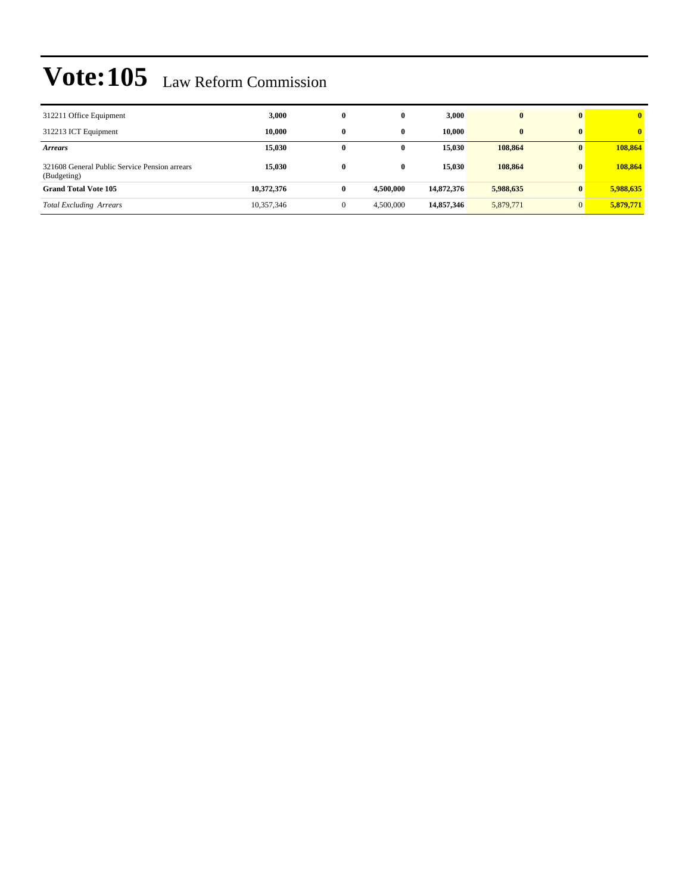# Vote:105 Law Reform Commission

| | | | | | | | |
|---|---|---|---|---|---|---|---|
| 312211 Office Equipment | **3,000** | **0** | **0** | **3,000** | **0** | **0** | **0** |
| 312213 ICT Equipment | **10,000** | **0** | **0** | **10,000** | **0** | **0** | **0** |
| ***Arrears*** | **15,030** | **0** | **0** | **15,030** | **108,864** | **0** | **108,864** |
| 321608 General Public Service Pension arrears (Budgeting) | **15,030** | **0** | **0** | **15,030** | **108,864** | **0** | **108,864** |
| **Grand Total Vote 105** | **10,372,376** | **0** | **4,500,000** | **14,872,376** | **5,988,635** | **0** | **5,988,635** |
| *Total Excluding Arrears* | 10,357,346 | 0 | 4,500,000 | **14,857,346** | 5,879,771 | 0 | **5,879,771** |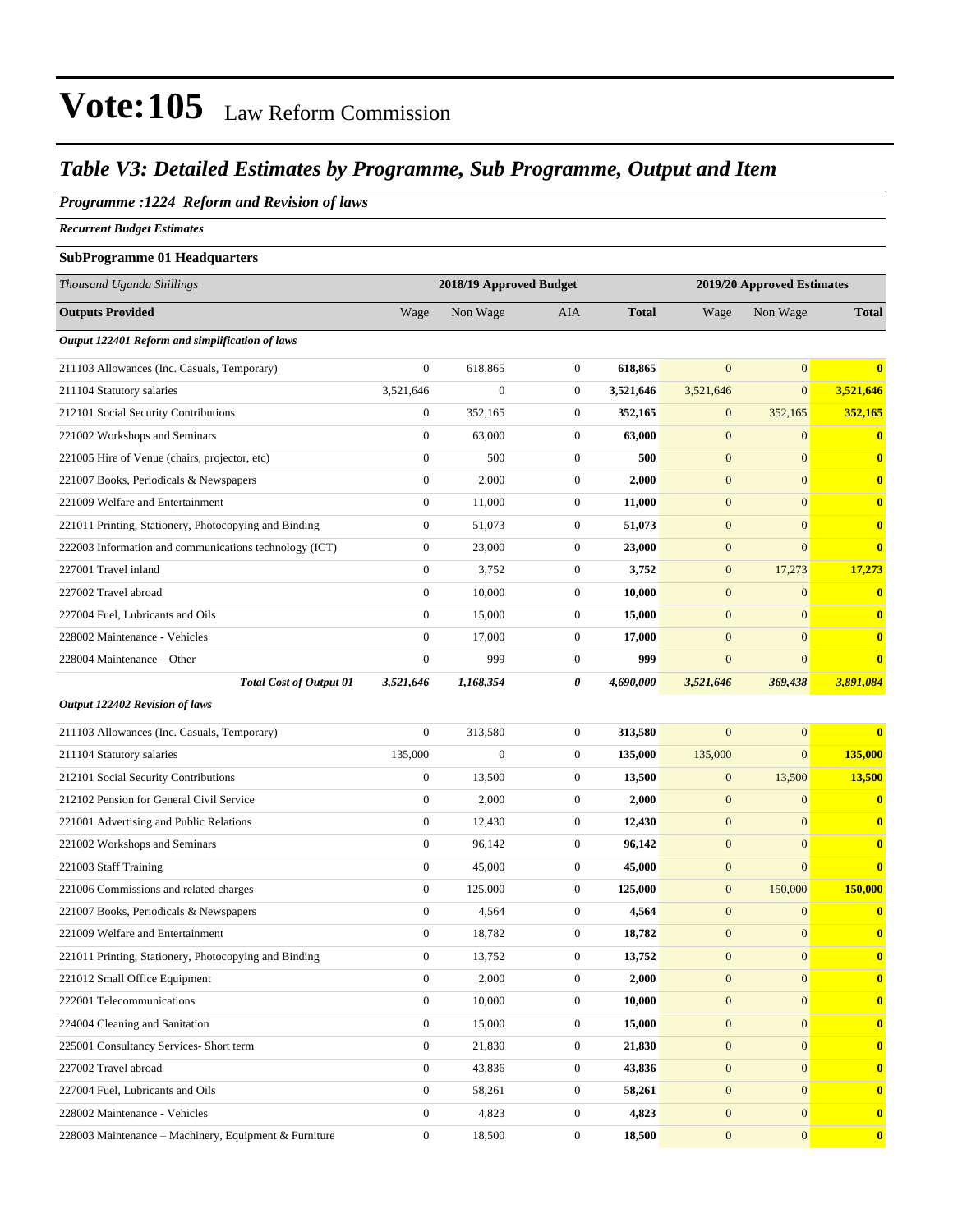# Vote:105 Law Reform Commission

## *Table V3: Detailed Estimates by Programme, Sub Programme, Output and Item*

### *Programme :1224 Reform and Revision of laws*

***Recurrent Budget Estimates***

**SubProgramme 01 Headquarters**

| *Thousand Uganda Shillings* | 2018/19 Approved Budget | | | | 2019/20 Approved Estimates | | |
|---|---|---|---|---|---|---|---|
| **Outputs Provided** | Wage | Non Wage | AIA | **Total** | Wage | Non Wage | **Total** |
| ***Output 122401 Reform and simplification of laws*** | | | | | | | |
| 211103 Allowances (Inc. Casuals, Temporary) | 0 | 618,865 | 0 | **618,865** | 0 | 0 | **0** |
| 211104 Statutory salaries | 3,521,646 | 0 | 0 | **3,521,646** | 3,521,646 | 0 | **3,521,646** |
| 212101 Social Security Contributions | 0 | 352,165 | 0 | **352,165** | 0 | 352,165 | **352,165** |
| 221002 Workshops and Seminars | 0 | 63,000 | 0 | **63,000** | 0 | 0 | **0** |
| 221005 Hire of Venue (chairs, projector, etc) | 0 | 500 | 0 | **500** | 0 | 0 | **0** |
| 221007 Books, Periodicals & Newspapers | 0 | 2,000 | 0 | **2,000** | 0 | 0 | **0** |
| 221009 Welfare and Entertainment | 0 | 11,000 | 0 | **11,000** | 0 | 0 | **0** |
| 221011 Printing, Stationery, Photocopying and Binding | 0 | 51,073 | 0 | **51,073** | 0 | 0 | **0** |
| 222003 Information and communications technology (ICT) | 0 | 23,000 | 0 | **23,000** | 0 | 0 | **0** |
| 227001 Travel inland | 0 | 3,752 | 0 | **3,752** | 0 | 17,273 | **17,273** |
| 227002 Travel abroad | 0 | 10,000 | 0 | **10,000** | 0 | 0 | **0** |
| 227004 Fuel, Lubricants and Oils | 0 | 15,000 | 0 | **15,000** | 0 | 0 | **0** |
| 228002 Maintenance - Vehicles | 0 | 17,000 | 0 | **17,000** | 0 | 0 | **0** |
| 228004 Maintenance – Other | 0 | 999 | 0 | **999** | 0 | 0 | **0** |
| ***Total Cost of Output 01*** | ***3,521,646*** | ***1,168,354*** | ***0*** | ***4,690,000*** | ***3,521,646*** | ***369,438*** | ***3,891,084*** |
| ***Output 122402 Revision of laws*** | | | | | | | |
| 211103 Allowances (Inc. Casuals, Temporary) | 0 | 313,580 | 0 | **313,580** | 0 | 0 | **0** |
| 211104 Statutory salaries | 135,000 | 0 | 0 | **135,000** | 135,000 | 0 | **135,000** |
| 212101 Social Security Contributions | 0 | 13,500 | 0 | **13,500** | 0 | 13,500 | **13,500** |
| 212102 Pension for General Civil Service | 0 | 2,000 | 0 | **2,000** | 0 | 0 | **0** |
| 221001 Advertising and Public Relations | 0 | 12,430 | 0 | **12,430** | 0 | 0 | **0** |
| 221002 Workshops and Seminars | 0 | 96,142 | 0 | **96,142** | 0 | 0 | **0** |
| 221003 Staff Training | 0 | 45,000 | 0 | **45,000** | 0 | 0 | **0** |
| 221006 Commissions and related charges | 0 | 125,000 | 0 | **125,000** | 0 | 150,000 | **150,000** |
| 221007 Books, Periodicals & Newspapers | 0 | 4,564 | 0 | **4,564** | 0 | 0 | **0** |
| 221009 Welfare and Entertainment | 0 | 18,782 | 0 | **18,782** | 0 | 0 | **0** |
| 221011 Printing, Stationery, Photocopying and Binding | 0 | 13,752 | 0 | **13,752** | 0 | 0 | **0** |
| 221012 Small Office Equipment | 0 | 2,000 | 0 | **2,000** | 0 | 0 | **0** |
| 222001 Telecommunications | 0 | 10,000 | 0 | **10,000** | 0 | 0 | **0** |
| 224004 Cleaning and Sanitation | 0 | 15,000 | 0 | **15,000** | 0 | 0 | **0** |
| 225001 Consultancy Services- Short term | 0 | 21,830 | 0 | **21,830** | 0 | 0 | **0** |
| 227002 Travel abroad | 0 | 43,836 | 0 | **43,836** | 0 | 0 | **0** |
| 227004 Fuel, Lubricants and Oils | 0 | 58,261 | 0 | **58,261** | 0 | 0 | **0** |
| 228002 Maintenance - Vehicles | 0 | 4,823 | 0 | **4,823** | 0 | 0 | **0** |
| 228003 Maintenance – Machinery, Equipment & Furniture | 0 | 18,500 | 0 | **18,500** | 0 | 0 | **0** |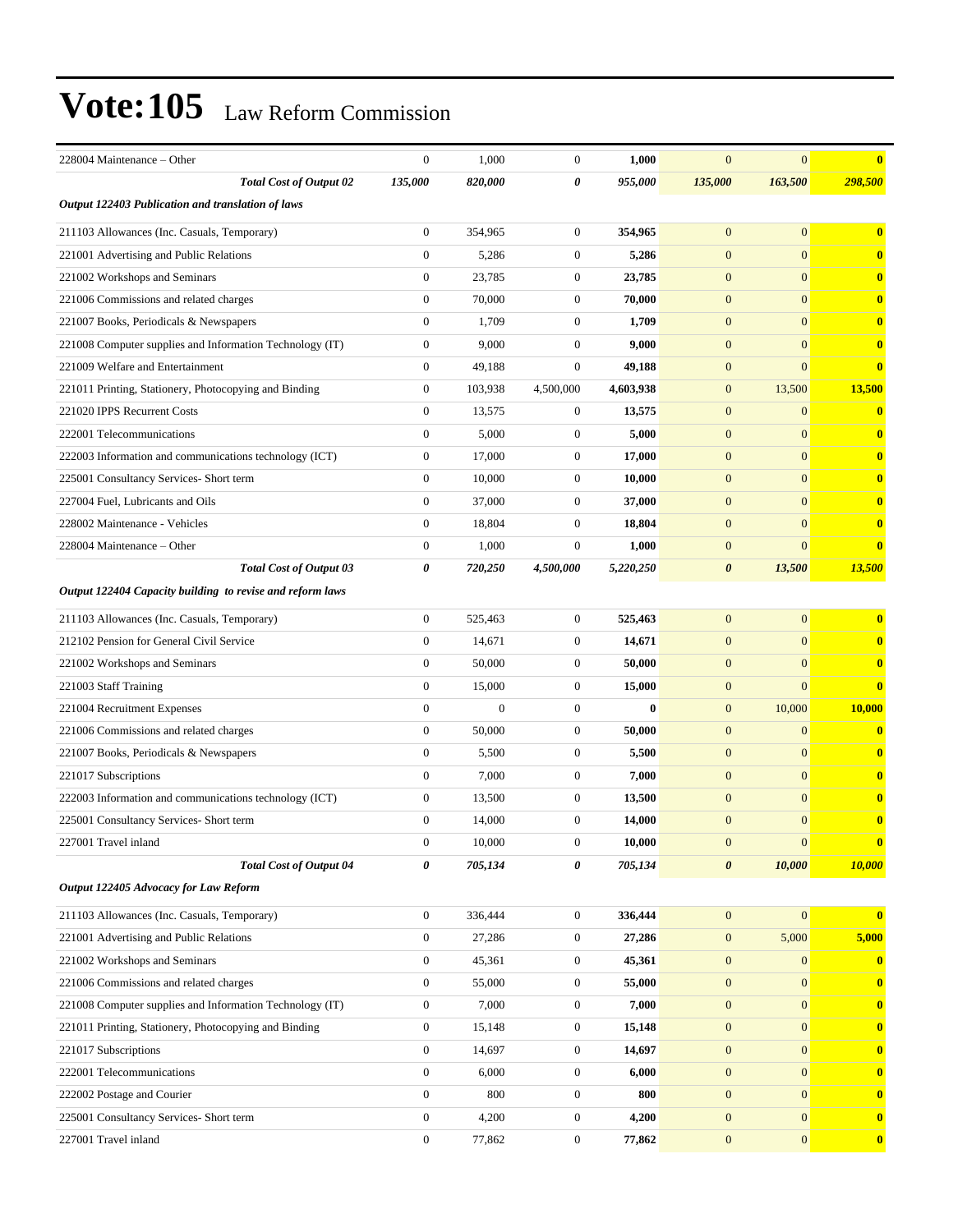# Vote:105 Law Reform Commission

| | | | | | | | |
|---|---|---|---|---|---|---|---|
| 228004 Maintenance – Other | 0 | 1,000 | 0 | **1,000** | 0 | 0 | **0** |
| ***Total Cost of Output 02*** | ***135,000*** | ***820,000*** | ***0*** | ***955,000*** | ***135,000*** | ***163,500*** | ***298,500*** |
| ***Output 122403 Publication and translation of laws*** | | | | | | | |
| 211103 Allowances (Inc. Casuals, Temporary) | 0 | 354,965 | 0 | **354,965** | 0 | 0 | **0** |
| 221001 Advertising and Public Relations | 0 | 5,286 | 0 | **5,286** | 0 | 0 | **0** |
| 221002 Workshops and Seminars | 0 | 23,785 | 0 | **23,785** | 0 | 0 | **0** |
| 221006 Commissions and related charges | 0 | 70,000 | 0 | **70,000** | 0 | 0 | **0** |
| 221007 Books, Periodicals & Newspapers | 0 | 1,709 | 0 | **1,709** | 0 | 0 | **0** |
| 221008 Computer supplies and Information Technology (IT) | 0 | 9,000 | 0 | **9,000** | 0 | 0 | **0** |
| 221009 Welfare and Entertainment | 0 | 49,188 | 0 | **49,188** | 0 | 0 | **0** |
| 221011 Printing, Stationery, Photocopying and Binding | 0 | 103,938 | 4,500,000 | **4,603,938** | 0 | 13,500 | **13,500** |
| 221020 IPPS Recurrent Costs | 0 | 13,575 | 0 | **13,575** | 0 | 0 | **0** |
| 222001 Telecommunications | 0 | 5,000 | 0 | **5,000** | 0 | 0 | **0** |
| 222003 Information and communications technology (ICT) | 0 | 17,000 | 0 | **17,000** | 0 | 0 | **0** |
| 225001 Consultancy Services- Short term | 0 | 10,000 | 0 | **10,000** | 0 | 0 | **0** |
| 227004 Fuel, Lubricants and Oils | 0 | 37,000 | 0 | **37,000** | 0 | 0 | **0** |
| 228002 Maintenance - Vehicles | 0 | 18,804 | 0 | **18,804** | 0 | 0 | **0** |
| 228004 Maintenance – Other | 0 | 1,000 | 0 | **1,000** | 0 | 0 | **0** |
| ***Total Cost of Output 03*** | ***0*** | ***720,250*** | ***4,500,000*** | ***5,220,250*** | ***0*** | ***13,500*** | ***13,500*** |
| ***Output 122404 Capacity building to revise and reform laws*** | | | | | | | |
| 211103 Allowances (Inc. Casuals, Temporary) | 0 | 525,463 | 0 | **525,463** | 0 | 0 | **0** |
| 212102 Pension for General Civil Service | 0 | 14,671 | 0 | **14,671** | 0 | 0 | **0** |
| 221002 Workshops and Seminars | 0 | 50,000 | 0 | **50,000** | 0 | 0 | **0** |
| 221003 Staff Training | 0 | 15,000 | 0 | **15,000** | 0 | 0 | **0** |
| 221004 Recruitment Expenses | 0 | 0 | 0 | **0** | 0 | 10,000 | **10,000** |
| 221006 Commissions and related charges | 0 | 50,000 | 0 | **50,000** | 0 | 0 | **0** |
| 221007 Books, Periodicals & Newspapers | 0 | 5,500 | 0 | **5,500** | 0 | 0 | **0** |
| 221017 Subscriptions | 0 | 7,000 | 0 | **7,000** | 0 | 0 | **0** |
| 222003 Information and communications technology (ICT) | 0 | 13,500 | 0 | **13,500** | 0 | 0 | **0** |
| 225001 Consultancy Services- Short term | 0 | 14,000 | 0 | **14,000** | 0 | 0 | **0** |
| 227001 Travel inland | 0 | 10,000 | 0 | **10,000** | 0 | 0 | **0** |
| ***Total Cost of Output 04*** | ***0*** | ***705,134*** | ***0*** | ***705,134*** | ***0*** | ***10,000*** | ***10,000*** |
| ***Output 122405 Advocacy for Law Reform*** | | | | | | | |
| 211103 Allowances (Inc. Casuals, Temporary) | 0 | 336,444 | 0 | **336,444** | 0 | 0 | **0** |
| 221001 Advertising and Public Relations | 0 | 27,286 | 0 | **27,286** | 0 | 5,000 | **5,000** |
| 221002 Workshops and Seminars | 0 | 45,361 | 0 | **45,361** | 0 | 0 | **0** |
| 221006 Commissions and related charges | 0 | 55,000 | 0 | **55,000** | 0 | 0 | **0** |
| 221008 Computer supplies and Information Technology (IT) | 0 | 7,000 | 0 | **7,000** | 0 | 0 | **0** |
| 221011 Printing, Stationery, Photocopying and Binding | 0 | 15,148 | 0 | **15,148** | 0 | 0 | **0** |
| 221017 Subscriptions | 0 | 14,697 | 0 | **14,697** | 0 | 0 | **0** |
| 222001 Telecommunications | 0 | 6,000 | 0 | **6,000** | 0 | 0 | **0** |
| 222002 Postage and Courier | 0 | 800 | 0 | **800** | 0 | 0 | **0** |
| 225001 Consultancy Services- Short term | 0 | 4,200 | 0 | **4,200** | 0 | 0 | **0** |
| 227001 Travel inland | 0 | 77,862 | 0 | **77,862** | 0 | 0 | **0** |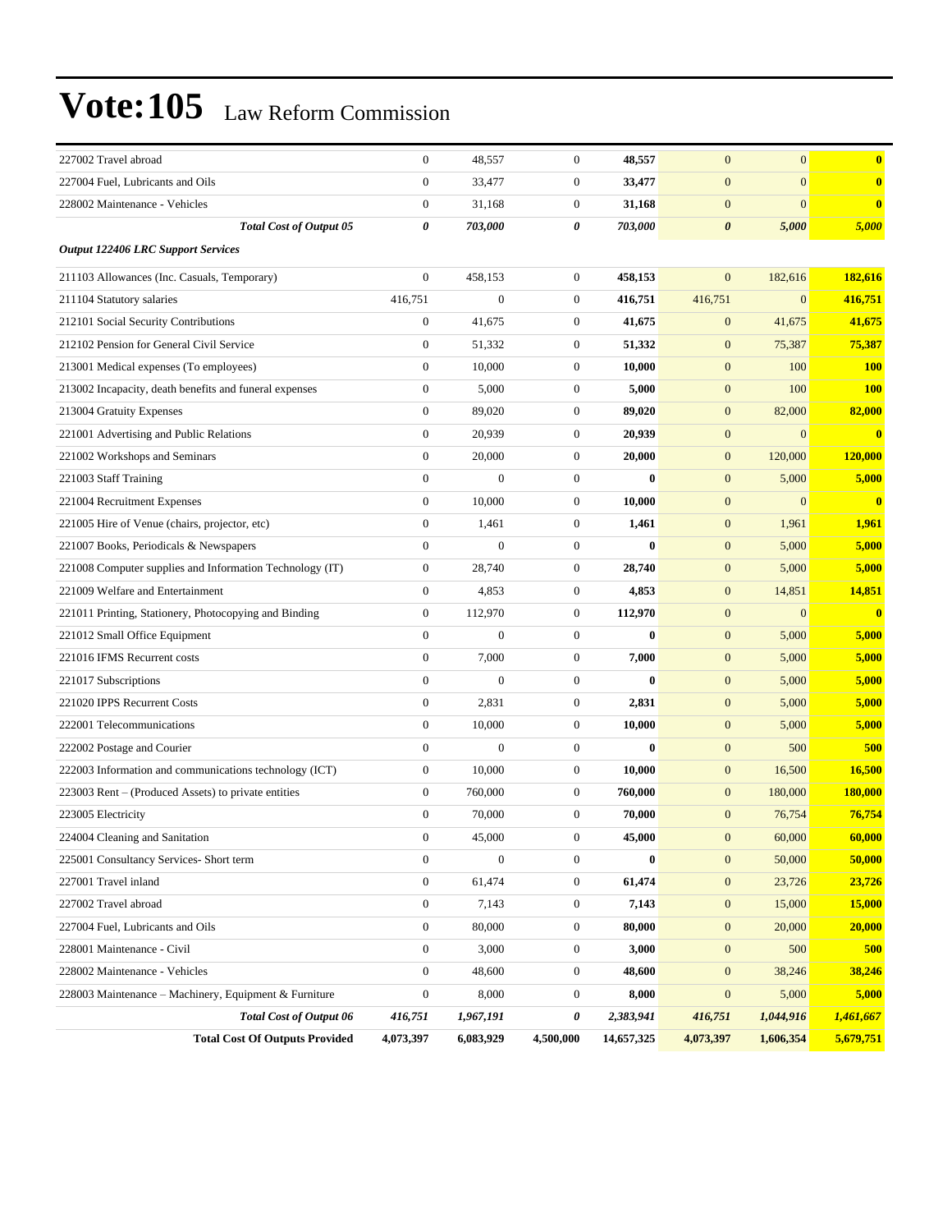# Vote:105 Law Reform Commission

| | | | | | | | |
|---|---|---|---|---|---|---|---|
| 227002 Travel abroad | 0 | 48,557 | 0 | **48,557** | 0 | 0 | **0** |
| 227004 Fuel, Lubricants and Oils | 0 | 33,477 | 0 | **33,477** | 0 | 0 | **0** |
| 228002 Maintenance - Vehicles | 0 | 31,168 | 0 | **31,168** | 0 | 0 | **0** |
| ***Total Cost of Output 05*** | ***0*** | ***703,000*** | ***0*** | ***703,000*** | ***0*** | ***5,000*** | ***5,000*** |
| ***Output 122406 LRC Support Services*** | | | | | | | |
| 211103 Allowances (Inc. Casuals, Temporary) | 0 | 458,153 | 0 | **458,153** | 0 | 182,616 | **182,616** |
| 211104 Statutory salaries | 416,751 | 0 | 0 | **416,751** | 416,751 | 0 | **416,751** |
| 212101 Social Security Contributions | 0 | 41,675 | 0 | **41,675** | 0 | 41,675 | **41,675** |
| 212102 Pension for General Civil Service | 0 | 51,332 | 0 | **51,332** | 0 | 75,387 | **75,387** |
| 213001 Medical expenses (To employees) | 0 | 10,000 | 0 | **10,000** | 0 | 100 | **100** |
| 213002 Incapacity, death benefits and funeral expenses | 0 | 5,000 | 0 | **5,000** | 0 | 100 | **100** |
| 213004 Gratuity Expenses | 0 | 89,020 | 0 | **89,020** | 0 | 82,000 | **82,000** |
| 221001 Advertising and Public Relations | 0 | 20,939 | 0 | **20,939** | 0 | 0 | **0** |
| 221002 Workshops and Seminars | 0 | 20,000 | 0 | **20,000** | 0 | 120,000 | **120,000** |
| 221003 Staff Training | 0 | 0 | 0 | **0** | 0 | 5,000 | **5,000** |
| 221004 Recruitment Expenses | 0 | 10,000 | 0 | **10,000** | 0 | 0 | **0** |
| 221005 Hire of Venue (chairs, projector, etc) | 0 | 1,461 | 0 | **1,461** | 0 | 1,961 | **1,961** |
| 221007 Books, Periodicals & Newspapers | 0 | 0 | 0 | **0** | 0 | 5,000 | **5,000** |
| 221008 Computer supplies and Information Technology (IT) | 0 | 28,740 | 0 | **28,740** | 0 | 5,000 | **5,000** |
| 221009 Welfare and Entertainment | 0 | 4,853 | 0 | **4,853** | 0 | 14,851 | **14,851** |
| 221011 Printing, Stationery, Photocopying and Binding | 0 | 112,970 | 0 | **112,970** | 0 | 0 | **0** |
| 221012 Small Office Equipment | 0 | 0 | 0 | **0** | 0 | 5,000 | **5,000** |
| 221016 IFMS Recurrent costs | 0 | 7,000 | 0 | **7,000** | 0 | 5,000 | **5,000** |
| 221017 Subscriptions | 0 | 0 | 0 | **0** | 0 | 5,000 | **5,000** |
| 221020 IPPS Recurrent Costs | 0 | 2,831 | 0 | **2,831** | 0 | 5,000 | **5,000** |
| 222001 Telecommunications | 0 | 10,000 | 0 | **10,000** | 0 | 5,000 | **5,000** |
| 222002 Postage and Courier | 0 | 0 | 0 | **0** | 0 | 500 | **500** |
| 222003 Information and communications technology (ICT) | 0 | 10,000 | 0 | **10,000** | 0 | 16,500 | **16,500** |
| 223003 Rent – (Produced Assets) to private entities | 0 | 760,000 | 0 | **760,000** | 0 | 180,000 | **180,000** |
| 223005 Electricity | 0 | 70,000 | 0 | **70,000** | 0 | 76,754 | **76,754** |
| 224004 Cleaning and Sanitation | 0 | 45,000 | 0 | **45,000** | 0 | 60,000 | **60,000** |
| 225001 Consultancy Services- Short term | 0 | 0 | 0 | **0** | 0 | 50,000 | **50,000** |
| 227001 Travel inland | 0 | 61,474 | 0 | **61,474** | 0 | 23,726 | **23,726** |
| 227002 Travel abroad | 0 | 7,143 | 0 | **7,143** | 0 | 15,000 | **15,000** |
| 227004 Fuel, Lubricants and Oils | 0 | 80,000 | 0 | **80,000** | 0 | 20,000 | **20,000** |
| 228001 Maintenance - Civil | 0 | 3,000 | 0 | **3,000** | 0 | 500 | **500** |
| 228002 Maintenance - Vehicles | 0 | 48,600 | 0 | **48,600** | 0 | 38,246 | **38,246** |
| 228003 Maintenance – Machinery, Equipment & Furniture | 0 | 8,000 | 0 | **8,000** | 0 | 5,000 | **5,000** |
| ***Total Cost of Output 06*** | ***416,751*** | ***1,967,191*** | ***0*** | ***2,383,941*** | ***416,751*** | ***1,044,916*** | ***1,461,667*** |
| **Total Cost Of Outputs Provided** | **4,073,397** | **6,083,929** | **4,500,000** | **14,657,325** | **4,073,397** | **1,606,354** | **5,679,751** |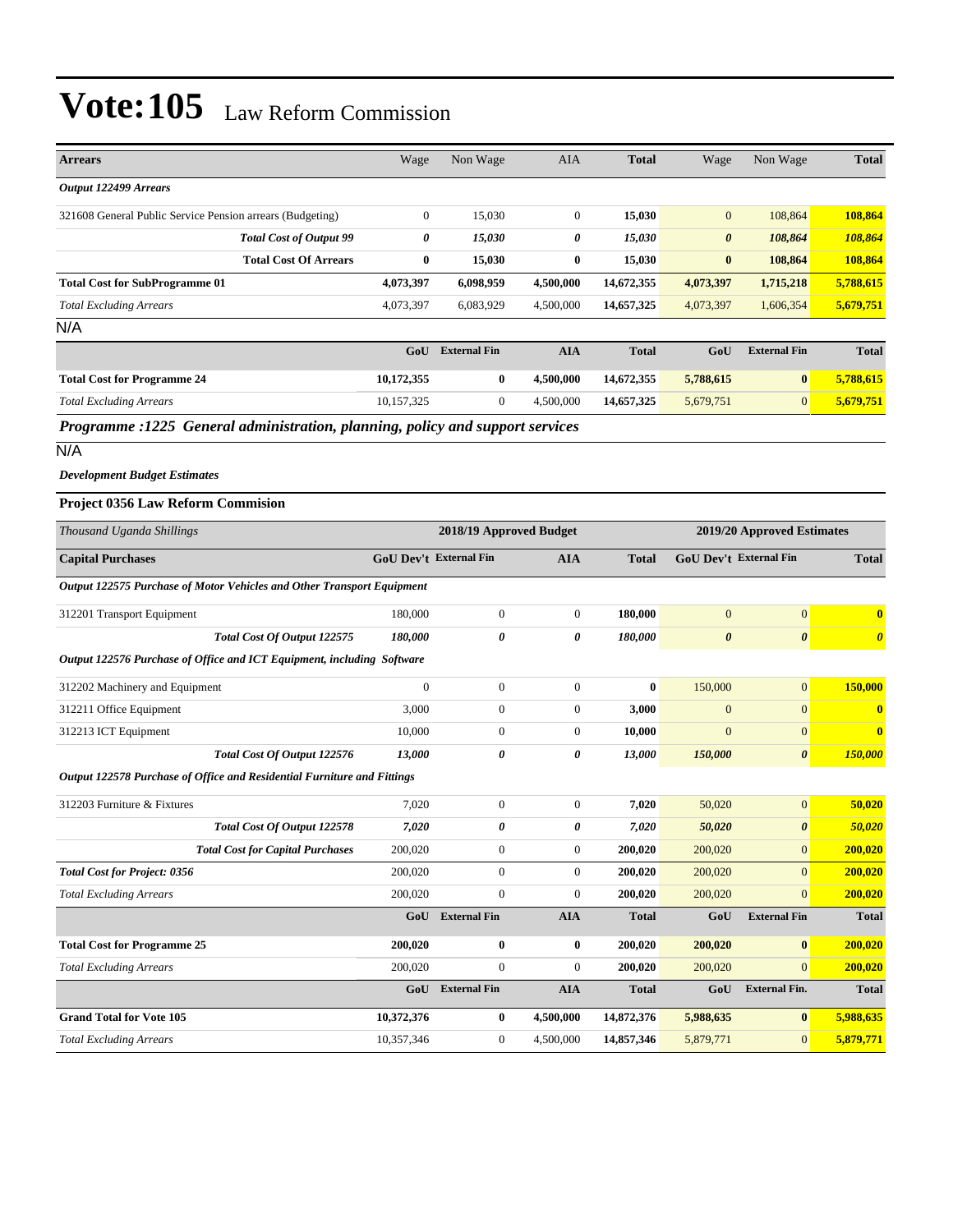# Vote:105 Law Reform Commission

| Arrears | Wage | Non Wage | AIA | Total | Wage | Non Wage | Total |
|---|---|---|---|---|---|---|---|
| ***Output 122499 Arrears*** | | | | | | | |
| 321608 General Public Service Pension arrears (Budgeting) | 0 | 15,030 | 0 | **15,030** | 0 | 108,864 | **108,864** |
| ***Total Cost of Output 99*** | ***0*** | ***15,030*** | ***0*** | ***15,030*** | ***0*** | ***108,864*** | ***108,864*** |
| **Total Cost Of Arrears** | **0** | **15,030** | **0** | **15,030** | **0** | **108,864** | **108,864** |
| **Total Cost for SubProgramme 01** | **4,073,397** | **6,098,959** | **4,500,000** | **14,672,355** | **4,073,397** | **1,715,218** | **5,788,615** |
| *Total Excluding Arrears* | 4,073,397 | 6,083,929 | 4,500,000 | **14,657,325** | 4,073,397 | 1,606,354 | **5,679,751** |

N/A

| | GoU | External Fin | AIA | Total | GoU | External Fin | Total |
|---|---|---|---|---|---|---|---|
| **Total Cost for Programme 24** | **10,172,355** | **0** | **4,500,000** | **14,672,355** | **5,788,615** | **0** | **5,788,615** |
| *Total Excluding Arrears* | 10,157,325 | 0 | 4,500,000 | **14,657,325** | 5,679,751 | 0 | **5,679,751** |

## *Programme :1225 General administration, planning, policy and support services*

N/A

***Development Budget Estimates***

### Project 0356 Law Reform Commision

| *Thousand Uganda Shillings* | 2018/19 Approved Budget | | | | 2019/20 Approved Estimates | | |
|---|---|---|---|---|---|---|---|
| **Capital Purchases** | **GoU Dev't** | **External Fin** | **AIA** | **Total** | **GoU Dev't** | **External Fin** | **Total** |
| ***Output 122575 Purchase of Motor Vehicles and Other Transport Equipment*** | | | | | | | |
| 312201 Transport Equipment | 180,000 | 0 | 0 | **180,000** | 0 | 0 | **0** |
| ***Total Cost Of Output 122575*** | ***180,000*** | ***0*** | ***0*** | ***180,000*** | ***0*** | ***0*** | ***0*** |
| ***Output 122576 Purchase of Office and ICT Equipment, including Software*** | | | | | | | |
| 312202 Machinery and Equipment | 0 | 0 | 0 | **0** | 150,000 | 0 | **150,000** |
| 312211 Office Equipment | 3,000 | 0 | 0 | **3,000** | 0 | 0 | **0** |
| 312213 ICT Equipment | 10,000 | 0 | 0 | **10,000** | 0 | 0 | **0** |
| ***Total Cost Of Output 122576*** | ***13,000*** | ***0*** | ***0*** | ***13,000*** | ***150,000*** | ***0*** | ***150,000*** |
| ***Output 122578 Purchase of Office and Residential Furniture and Fittings*** | | | | | | | |
| 312203 Furniture & Fixtures | 7,020 | 0 | 0 | **7,020** | 50,020 | 0 | **50,020** |
| ***Total Cost Of Output 122578*** | ***7,020*** | ***0*** | ***0*** | ***7,020*** | ***50,020*** | ***0*** | ***50,020*** |
| ***Total Cost for Capital Purchases*** | 200,020 | 0 | 0 | **200,020** | 200,020 | 0 | **200,020** |
| ***Total Cost for Project: 0356*** | 200,020 | 0 | 0 | **200,020** | 200,020 | 0 | **200,020** |
| *Total Excluding Arrears* | 200,020 | 0 | 0 | **200,020** | 200,020 | 0 | **200,020** |

| | GoU | External Fin | AIA | Total | GoU | External Fin | Total |
|---|---|---|---|---|---|---|---|
| **Total Cost for Programme 25** | **200,020** | **0** | **0** | **200,020** | **200,020** | **0** | **200,020** |
| *Total Excluding Arrears* | 200,020 | 0 | 0 | **200,020** | 200,020 | 0 | **200,020** |

| | GoU | External Fin | AIA | Total | GoU | External Fin. | Total |
|---|---|---|---|---|---|---|---|
| **Grand Total for Vote 105** | **10,372,376** | **0** | **4,500,000** | **14,872,376** | **5,988,635** | **0** | **5,988,635** |
| *Total Excluding Arrears* | 10,357,346 | 0 | 4,500,000 | **14,857,346** | 5,879,771 | 0 | **5,879,771** |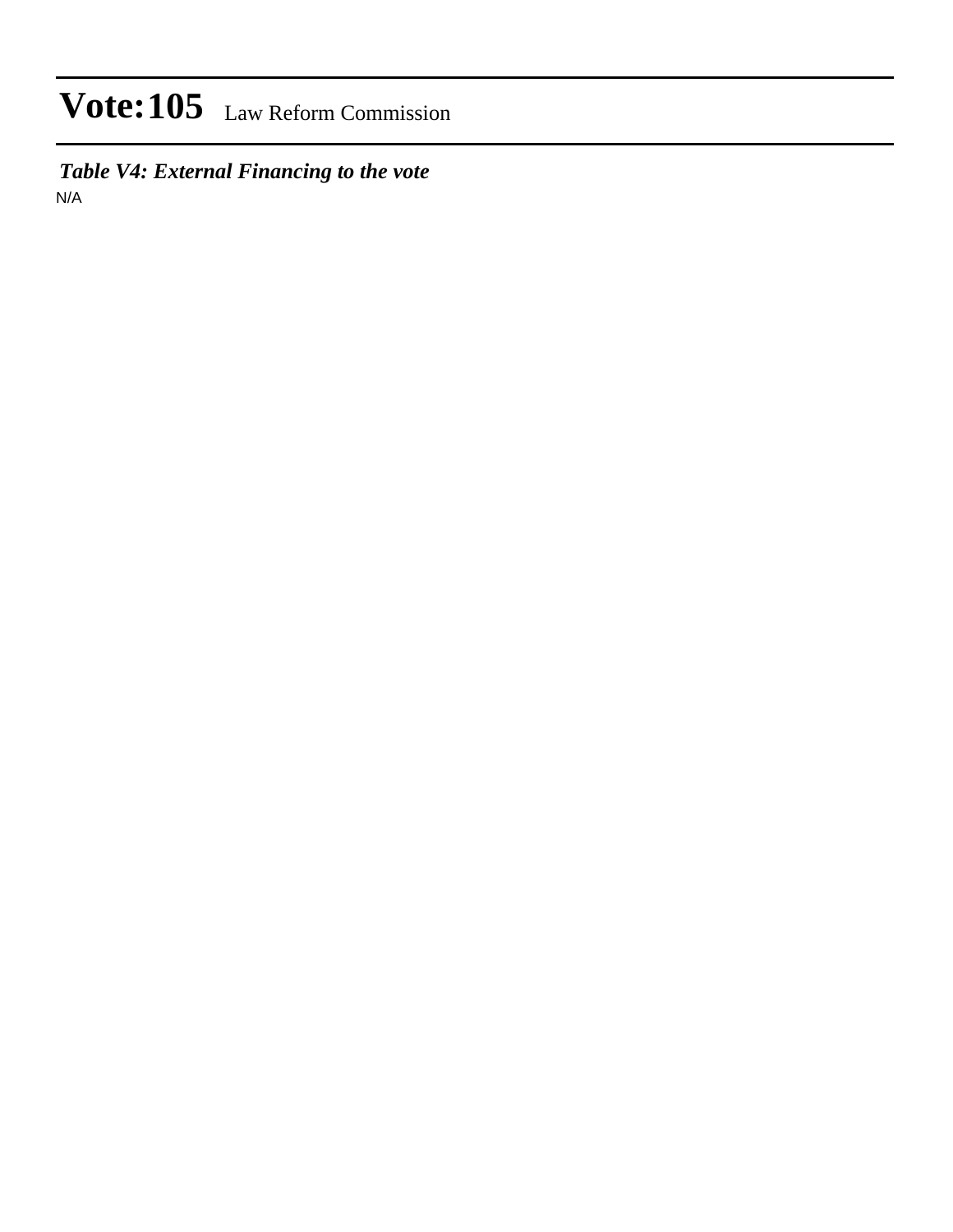# Vote:105 Law Reform Commission

***Table V4: External Financing to the vote***

N/A